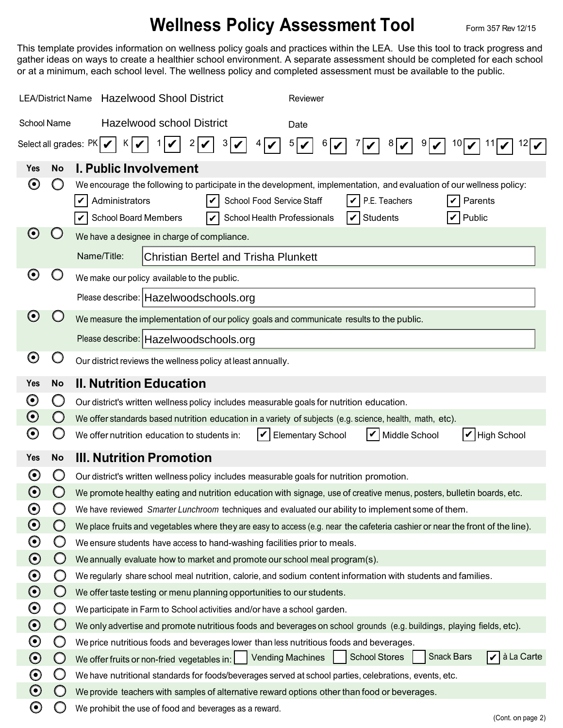# Wellness Policy Assessment Tool

Form 357 Rev 12/15

This template provides information on wellness policy goals and practices within the LEA. Use this tool to track progress and gather ideas on ways to create a healthier school environment. A separate assessment should be completed for each school or at a minimum, each school level. The wellness policy and completed assessment must be available to the public.

LEA/District Name: Hazelwood Shool District

Reviewer:

School Name: Hazelwood school District

Date:

Select all grades: PK ☑ K ☑ 1 ☑ 2 ☑ 3 ☑ 4 ☑ 5 ☑ 6 ☑ 7 ☑ 8 ☑ 9 ☑ 10 ☑ 11 ☑ 12 ☑

## I. Public Involvement

| Yes | No | I. Public Involvement |
|---|---|---|
| ◉ | ○ | We encourage the following to participate in the development, implementation, and evaluation of our wellness policy: ☑ Administrators ☑ School Food Service Staff ☑ P.E. Teachers ☑ Parents ☑ School Board Members ☑ School Health Professionals ☑ Students ☑ Public |
| ◉ | ○ | We have a designee in charge of compliance. Name/Title: Christian Bertel and Trisha Plunkett |
| ◉ | ○ | We make our policy available to the public. Please describe: Hazelwoodschools.org |
| ◉ | ○ | We measure the implementation of our policy goals and communicate results to the public. Please describe: Hazelwoodschools.org |
| ◉ | ○ | Our district reviews the wellness policy at least annually. |

## II. Nutrition Education

| Yes | No | II. Nutrition Education |
|---|---|---|
| ◉ | ○ | Our district's written wellness policy includes measurable goals for nutrition education. |
| ◉ | ○ | We offer standards based nutrition education in a variety of subjects (e.g. science, health, math, etc). |
| ◉ | ○ | We offer nutrition education to students in: ☑ Elementary School ☑ Middle School ☑ High School |

## III. Nutrition Promotion

| Yes | No | III. Nutrition Promotion |
|---|---|---|
| ◉ | ○ | Our district's written wellness policy includes measurable goals for nutrition promotion. |
| ◉ | ○ | We promote healthy eating and nutrition education with signage, use of creative menus, posters, bulletin boards, etc. |
| ◉ | ○ | We have reviewed *Smarter Lunchroom* techniques and evaluated our ability to implement some of them. |
| ◉ | ○ | We place fruits and vegetables where they are easy to access (e.g. near the cafeteria cashier or near the front of the line). |
| ◉ | ○ | We ensure students have access to hand-washing facilities prior to meals. |
| ◉ | ○ | We annually evaluate how to market and promote our school meal program(s). |
| ◉ | ○ | We regularly share school meal nutrition, calorie, and sodium content information with students and families. |
| ◉ | ○ | We offer taste testing or menu planning opportunities to our students. |
| ◉ | ○ | We participate in Farm to School activities and/or have a school garden. |
| ◉ | ○ | We only advertise and promote nutritious foods and beverages on school grounds (e.g. buildings, playing fields, etc). |
| ◉ | ○ | We price nutritious foods and beverages lower than less nutritious foods and beverages. |
| ◉ | ○ | We offer fruits or non-fried vegetables in: ☐ Vending Machines ☐ School Stores ☐ Snack Bars ☑ à La Carte |
| ◉ | ○ | We have nutritional standards for foods/beverages served at school parties, celebrations, events, etc. |
| ◉ | ○ | We provide teachers with samples of alternative reward options other than food or beverages. |
| ◉ | ○ | We prohibit the use of food and beverages as a reward. |

(Cont. on page 2)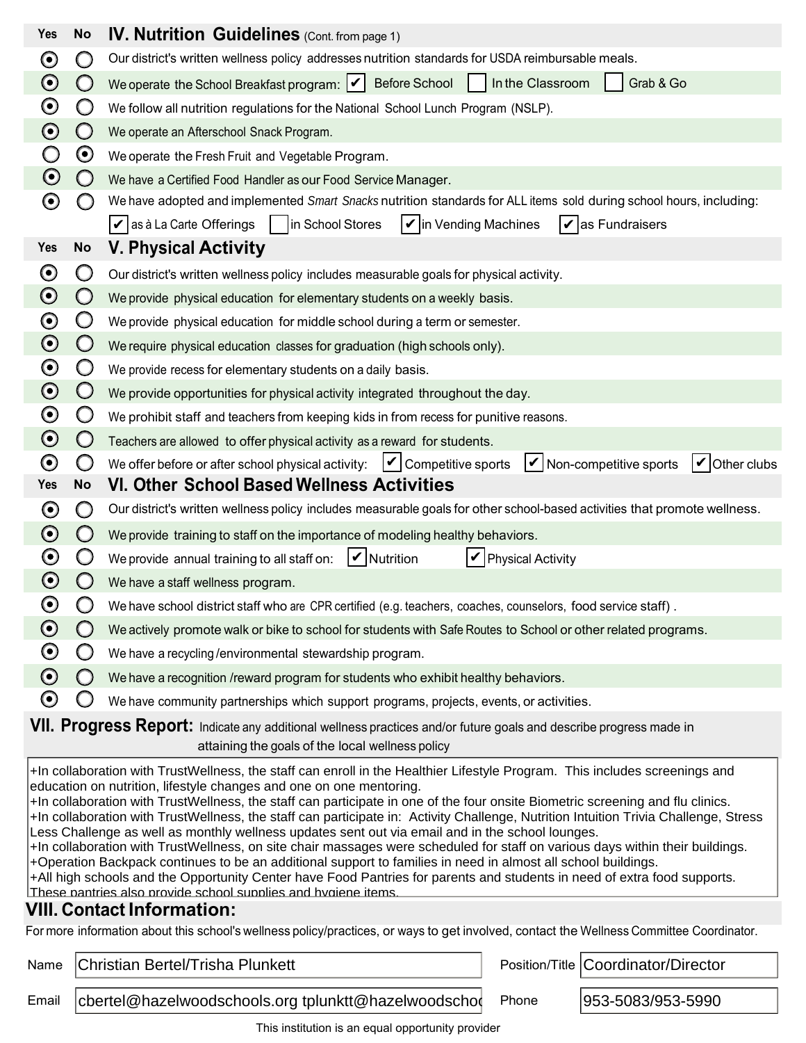## IV. Nutrition Guidelines (Cont. from page 1)

| Yes | No | |
|---|---|---|
| ⦿ | ○ | Our district's written wellness policy addresses nutrition standards for USDA reimbursable meals. |
| ⦿ | ○ | We operate the School Breakfast program: ☑ Before School ☐ In the Classroom ☐ Grab & Go |
| ⦿ | ○ | We follow all nutrition regulations for the National School Lunch Program (NSLP). |
| ⦿ | ○ | We operate an Afterschool Snack Program. |
| ○ | ⦿ | We operate the Fresh Fruit and Vegetable Program. |
| ⦿ | ○ | We have a Certified Food Handler as our Food Service Manager. |
| ⦿ | ○ | We have adopted and implemented *Smart Snacks* nutrition standards for ALL items sold during school hours, including: ☑ as à La Carte Offerings ☐ in School Stores ☑ in Vending Machines ☑ as Fundraisers |

## V. Physical Activity

| Yes | No | |
|---|---|---|
| ⦿ | ○ | Our district's written wellness policy includes measurable goals for physical activity. |
| ⦿ | ○ | We provide physical education for elementary students on a weekly basis. |
| ⦿ | ○ | We provide physical education for middle school during a term or semester. |
| ⦿ | ○ | We require physical education classes for graduation (high schools only). |
| ⦿ | ○ | We provide recess for elementary students on a daily basis. |
| ⦿ | ○ | We provide opportunities for physical activity integrated throughout the day. |
| ⦿ | ○ | We prohibit staff and teachers from keeping kids in from recess for punitive reasons. |
| ⦿ | ○ | Teachers are allowed to offer physical activity as a reward for students. |
| ⦿ | ○ | We offer before or after school physical activity: ☑ Competitive sports ☑ Non-competitive sports ☑ Other clubs |

## VI. Other School Based Wellness Activities

| Yes | No | |
|---|---|---|
| ⦿ | ○ | Our district's written wellness policy includes measurable goals for other school-based activities that promote wellness. |
| ⦿ | ○ | We provide training to staff on the importance of modeling healthy behaviors. |
| ⦿ | ○ | We provide annual training to all staff on: ☑ Nutrition ☑ Physical Activity |
| ⦿ | ○ | We have a staff wellness program. |
| ⦿ | ○ | We have school district staff who are CPR certified (e.g. teachers, coaches, counselors, food service staff) . |
| ⦿ | ○ | We actively promote walk or bike to school for students with Safe Routes to School or other related programs. |
| ⦿ | ○ | We have a recycling /environmental stewardship program. |
| ⦿ | ○ | We have a recognition /reward program for students who exhibit healthy behaviors. |
| ⦿ | ○ | We have community partnerships which support programs, projects, events, or activities. |

## VII. Progress Report:

Indicate any additional wellness practices and/or future goals and describe progress made in attaining the goals of the local wellness policy

+In collaboration with TrustWellness, the staff can enroll in the Healthier Lifestyle Program. This includes screenings and education on nutrition, lifestyle changes and one on one mentoring.
+In collaboration with TrustWellness, the staff can participate in one of the four onsite Biometric screening and flu clinics.
+In collaboration with TrustWellness, the staff can participate in: Activity Challenge, Nutrition Intuition Trivia Challenge, Stress Less Challenge as well as monthly wellness updates sent out via email and in the school lounges.
+In collaboration with TrustWellness, on site chair massages were scheduled for staff on various days within their buildings.
+Operation Backpack continues to be an additional support to families in need in almost all school buildings.
+All high schools and the Opportunity Center have Food Pantries for parents and students in need of extra food supports. These pantries also provide school supplies and hygiene items.

## VIII. Contact Information:

For more information about this school's wellness policy/practices, or ways to get involved, contact the Wellness Committee Coordinator.

Name: Christian Bertel/Trisha Plunkett

Position/Title: Coordinator/Director

Email: cbertel@hazelwoodschools.org tplunktt@hazelwoodschoo

Phone: 953-5083/953-5990

This institution is an equal opportunity provider